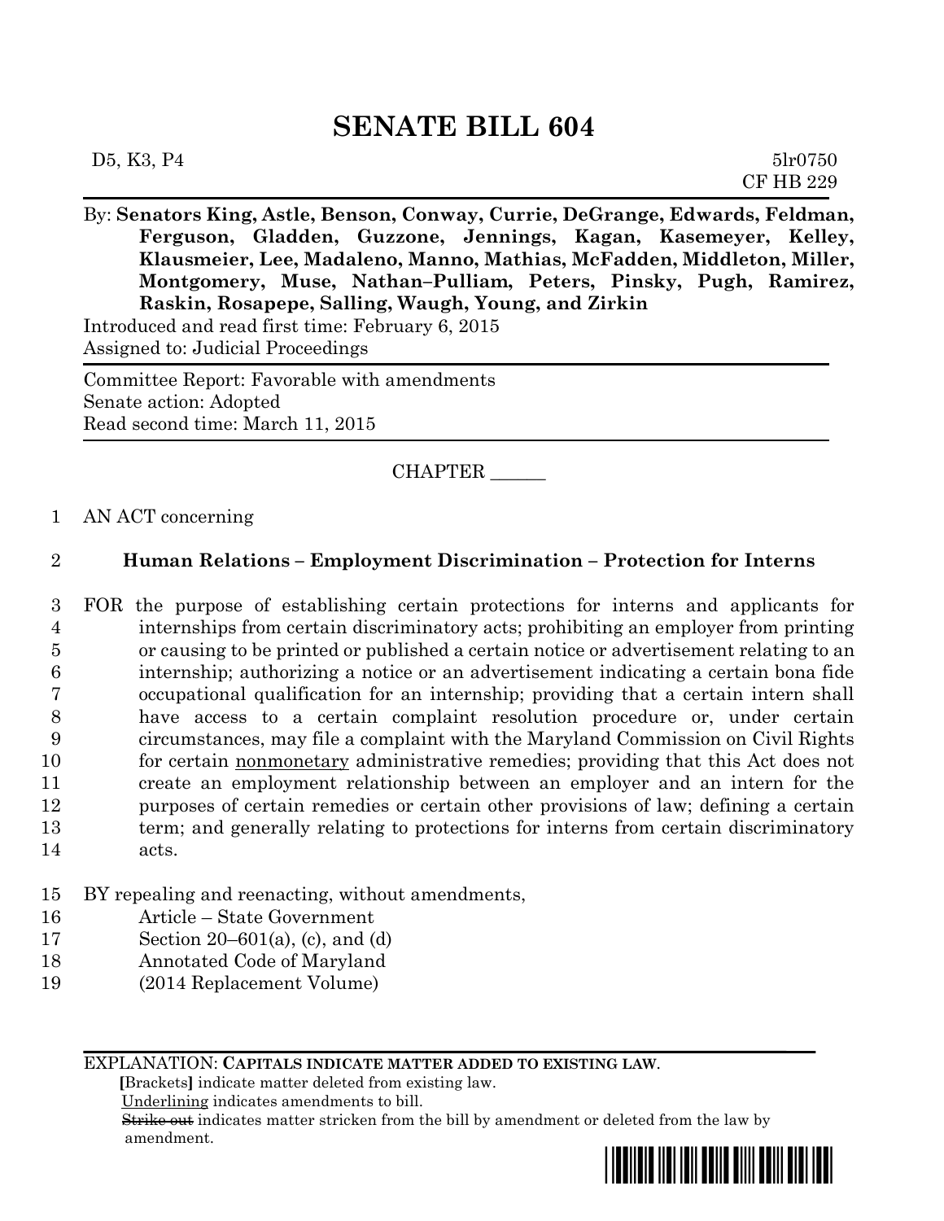# SENATE BILL 604

D5, K3, P4 5lr0750
CF HB 229

By: **Senators King, Astle, Benson, Conway, Currie, DeGrange, Edwards, Feldman, Ferguson, Gladden, Guzzone, Jennings, Kagan, Kasemeyer, Kelley, Klausmeier, Lee, Madaleno, Manno, Mathias, McFadden, Middleton, Miller, Montgomery, Muse, Nathan–Pulliam, Peters, Pinsky, Pugh, Ramirez, Raskin, Rosapepe, Salling, Waugh, Young, and Zirkin**

Introduced and read first time: February 6, 2015
Assigned to: Judicial Proceedings

Committee Report: Favorable with amendments
Senate action: Adopted
Read second time: March 11, 2015

CHAPTER ______

1 AN ACT concerning

2 **Human Relations – Employment Discrimination – Protection for Interns**

3 FOR the purpose of establishing certain protections for interns and applicants for
4 internships from certain discriminatory acts; prohibiting an employer from printing
5 or causing to be printed or published a certain notice or advertisement relating to an
6 internship; authorizing a notice or an advertisement indicating a certain bona fide
7 occupational qualification for an internship; providing that a certain intern shall
8 have access to a certain complaint resolution procedure or, under certain
9 circumstances, may file a complaint with the Maryland Commission on Civil Rights
10 for certain <u>nonmonetary</u> administrative remedies; providing that this Act does not
11 create an employment relationship between an employer and an intern for the
12 purposes of certain remedies or certain other provisions of law; defining a certain
13 term; and generally relating to protections for interns from certain discriminatory
14 acts.

15 BY repealing and reenacting, without amendments,
16 Article – State Government
17 Section 20–601(a), (c), and (d)
18 Annotated Code of Maryland
19 (2014 Replacement Volume)

EXPLANATION: **CAPITALS INDICATE MATTER ADDED TO EXISTING LAW.**
**[**Brackets**]** indicate matter deleted from existing law.
<u>Underlining</u> indicates amendments to bill.
~~Strike out~~ indicates matter stricken from the bill by amendment or deleted from the law by amendment.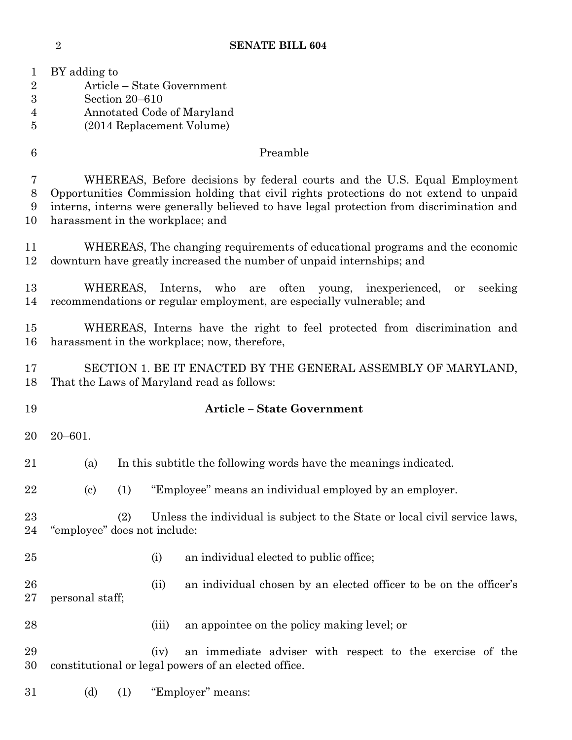BY adding to
Article – State Government
Section 20–610
Annotated Code of Maryland
(2014 Replacement Volume)

Preamble

WHEREAS, Before decisions by federal courts and the U.S. Equal Employment Opportunities Commission holding that civil rights protections do not extend to unpaid interns, interns were generally believed to have legal protection from discrimination and harassment in the workplace; and

WHEREAS, The changing requirements of educational programs and the economic downturn have greatly increased the number of unpaid internships; and

WHEREAS, Interns, who are often young, inexperienced, or seeking recommendations or regular employment, are especially vulnerable; and

WHEREAS, Interns have the right to feel protected from discrimination and harassment in the workplace; now, therefore,

SECTION 1. BE IT ENACTED BY THE GENERAL ASSEMBLY OF MARYLAND, That the Laws of Maryland read as follows:

**Article – State Government**

20–601.

(a) In this subtitle the following words have the meanings indicated.

(c) (1) "Employee" means an individual employed by an employer.

(2) Unless the individual is subject to the State or local civil service laws, "employee" does not include:

(i) an individual elected to public office;

(ii) an individual chosen by an elected officer to be on the officer's personal staff;

(iii) an appointee on the policy making level; or

(iv) an immediate adviser with respect to the exercise of the constitutional or legal powers of an elected office.

(d) (1) "Employer" means: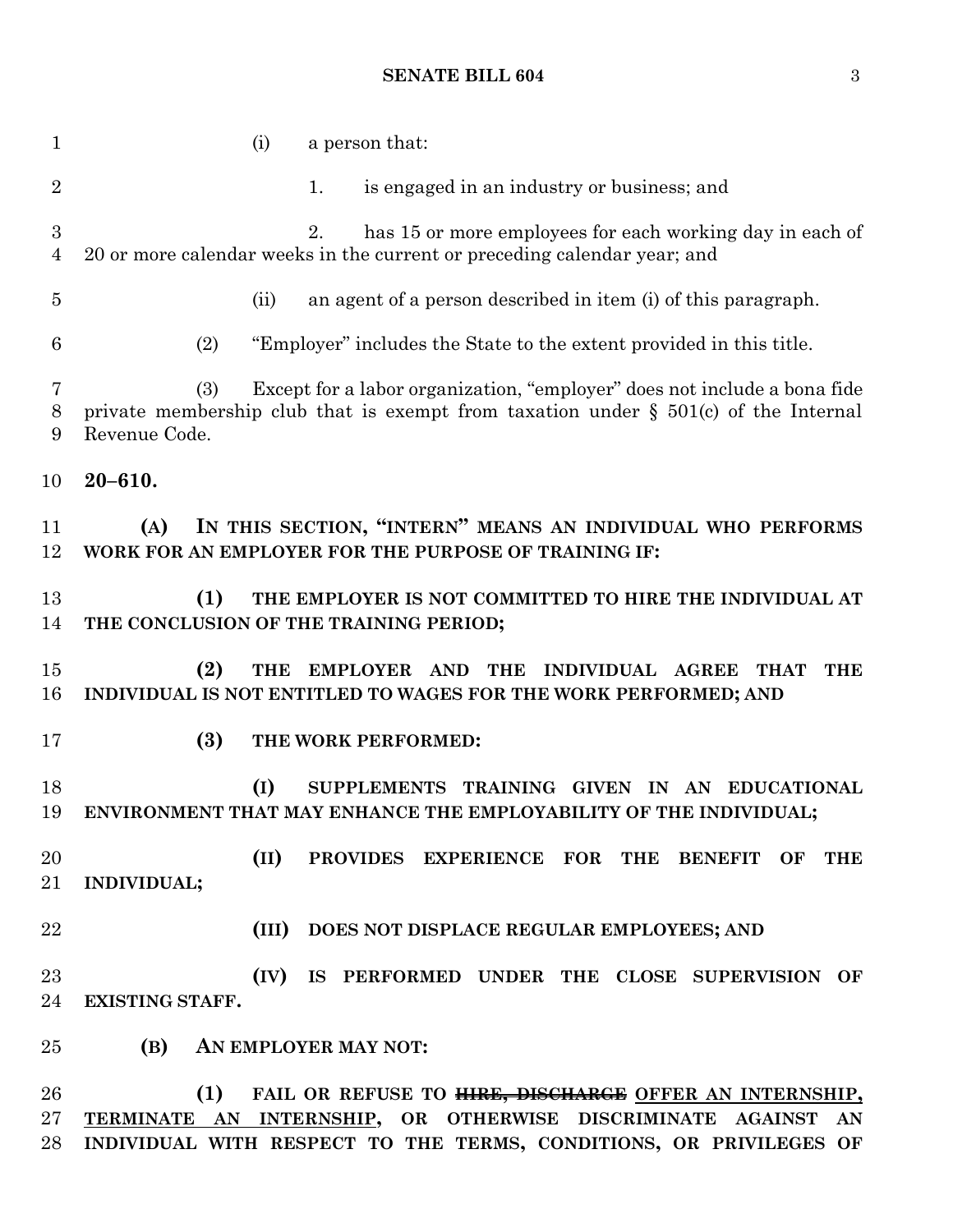(i) a person that:

1. is engaged in an industry or business; and

2. has 15 or more employees for each working day in each of 20 or more calendar weeks in the current or preceding calendar year; and

(ii) an agent of a person described in item (i) of this paragraph.

(2) "Employer" includes the State to the extent provided in this title.

(3) Except for a labor organization, "employer" does not include a bona fide private membership club that is exempt from taxation under § 501(c) of the Internal Revenue Code.

**20–610.**

**(A) IN THIS SECTION, "INTERN" MEANS AN INDIVIDUAL WHO PERFORMS WORK FOR AN EMPLOYER FOR THE PURPOSE OF TRAINING IF:**

**(1) THE EMPLOYER IS NOT COMMITTED TO HIRE THE INDIVIDUAL AT THE CONCLUSION OF THE TRAINING PERIOD;**

**(2) THE EMPLOYER AND THE INDIVIDUAL AGREE THAT THE INDIVIDUAL IS NOT ENTITLED TO WAGES FOR THE WORK PERFORMED; AND**

**(3) THE WORK PERFORMED:**

**(I) SUPPLEMENTS TRAINING GIVEN IN AN EDUCATIONAL ENVIRONMENT THAT MAY ENHANCE THE EMPLOYABILITY OF THE INDIVIDUAL;**

**(II) PROVIDES EXPERIENCE FOR THE BENEFIT OF THE INDIVIDUAL;**

**(III) DOES NOT DISPLACE REGULAR EMPLOYEES; AND**

**(IV) IS PERFORMED UNDER THE CLOSE SUPERVISION OF EXISTING STAFF.**

**(B) AN EMPLOYER MAY NOT:**

**(1) FAIL OR REFUSE TO ~~HIRE, DISCHARGE~~ <u>OFFER AN INTERNSHIP, TERMINATE AN INTERNSHIP</u>, OR OTHERWISE DISCRIMINATE AGAINST AN INDIVIDUAL WITH RESPECT TO THE TERMS, CONDITIONS, OR PRIVILEGES OF**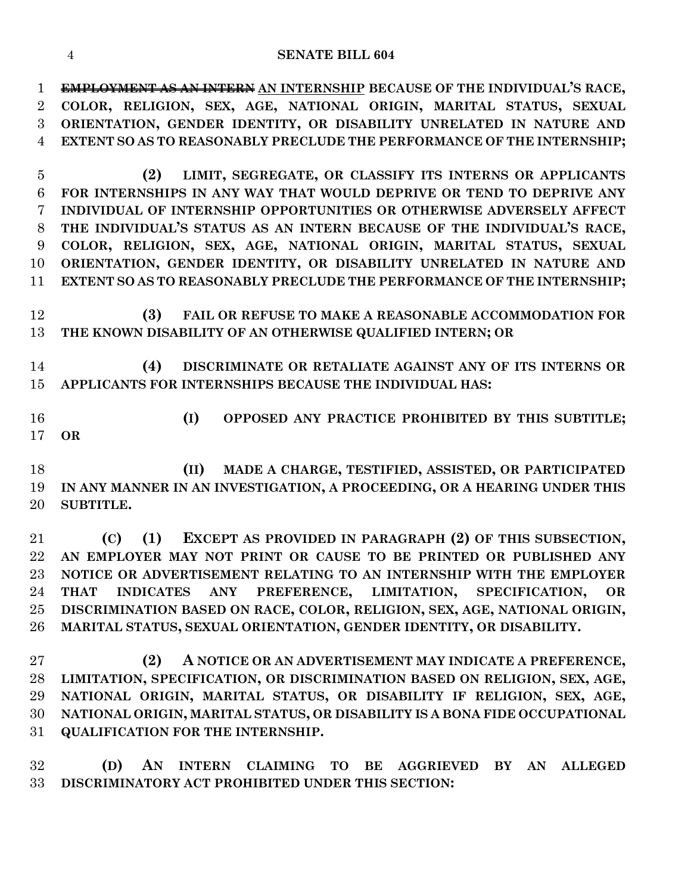~~EMPLOYMENT AS AN INTERN~~ AN INTERNSHIP BECAUSE OF THE INDIVIDUAL'S RACE, COLOR, RELIGION, SEX, AGE, NATIONAL ORIGIN, MARITAL STATUS, SEXUAL ORIENTATION, GENDER IDENTITY, OR DISABILITY UNRELATED IN NATURE AND EXTENT SO AS TO REASONABLY PRECLUDE THE PERFORMANCE OF THE INTERNSHIP;

**(2)** LIMIT, SEGREGATE, OR CLASSIFY ITS INTERNS OR APPLICANTS FOR INTERNSHIPS IN ANY WAY THAT WOULD DEPRIVE OR TEND TO DEPRIVE ANY INDIVIDUAL OF INTERNSHIP OPPORTUNITIES OR OTHERWISE ADVERSELY AFFECT THE INDIVIDUAL'S STATUS AS AN INTERN BECAUSE OF THE INDIVIDUAL'S RACE, COLOR, RELIGION, SEX, AGE, NATIONAL ORIGIN, MARITAL STATUS, SEXUAL ORIENTATION, GENDER IDENTITY, OR DISABILITY UNRELATED IN NATURE AND EXTENT SO AS TO REASONABLY PRECLUDE THE PERFORMANCE OF THE INTERNSHIP;

**(3)** FAIL OR REFUSE TO MAKE A REASONABLE ACCOMMODATION FOR THE KNOWN DISABILITY OF AN OTHERWISE QUALIFIED INTERN; OR

**(4)** DISCRIMINATE OR RETALIATE AGAINST ANY OF ITS INTERNS OR APPLICANTS FOR INTERNSHIPS BECAUSE THE INDIVIDUAL HAS:

**(I)** OPPOSED ANY PRACTICE PROHIBITED BY THIS SUBTITLE; OR

**(II)** MADE A CHARGE, TESTIFIED, ASSISTED, OR PARTICIPATED IN ANY MANNER IN AN INVESTIGATION, A PROCEEDING, OR A HEARING UNDER THIS SUBTITLE.

**(C)** **(1)** EXCEPT AS PROVIDED IN PARAGRAPH (2) OF THIS SUBSECTION, AN EMPLOYER MAY NOT PRINT OR CAUSE TO BE PRINTED OR PUBLISHED ANY NOTICE OR ADVERTISEMENT RELATING TO AN INTERNSHIP WITH THE EMPLOYER THAT INDICATES ANY PREFERENCE, LIMITATION, SPECIFICATION, OR DISCRIMINATION BASED ON RACE, COLOR, RELIGION, SEX, AGE, NATIONAL ORIGIN, MARITAL STATUS, SEXUAL ORIENTATION, GENDER IDENTITY, OR DISABILITY.

**(2)** A NOTICE OR AN ADVERTISEMENT MAY INDICATE A PREFERENCE, LIMITATION, SPECIFICATION, OR DISCRIMINATION BASED ON RELIGION, SEX, AGE, NATIONAL ORIGIN, MARITAL STATUS, OR DISABILITY IF RELIGION, SEX, AGE, NATIONAL ORIGIN, MARITAL STATUS, OR DISABILITY IS A BONA FIDE OCCUPATIONAL QUALIFICATION FOR THE INTERNSHIP.

**(D)** AN INTERN CLAIMING TO BE AGGRIEVED BY AN ALLEGED DISCRIMINATORY ACT PROHIBITED UNDER THIS SECTION: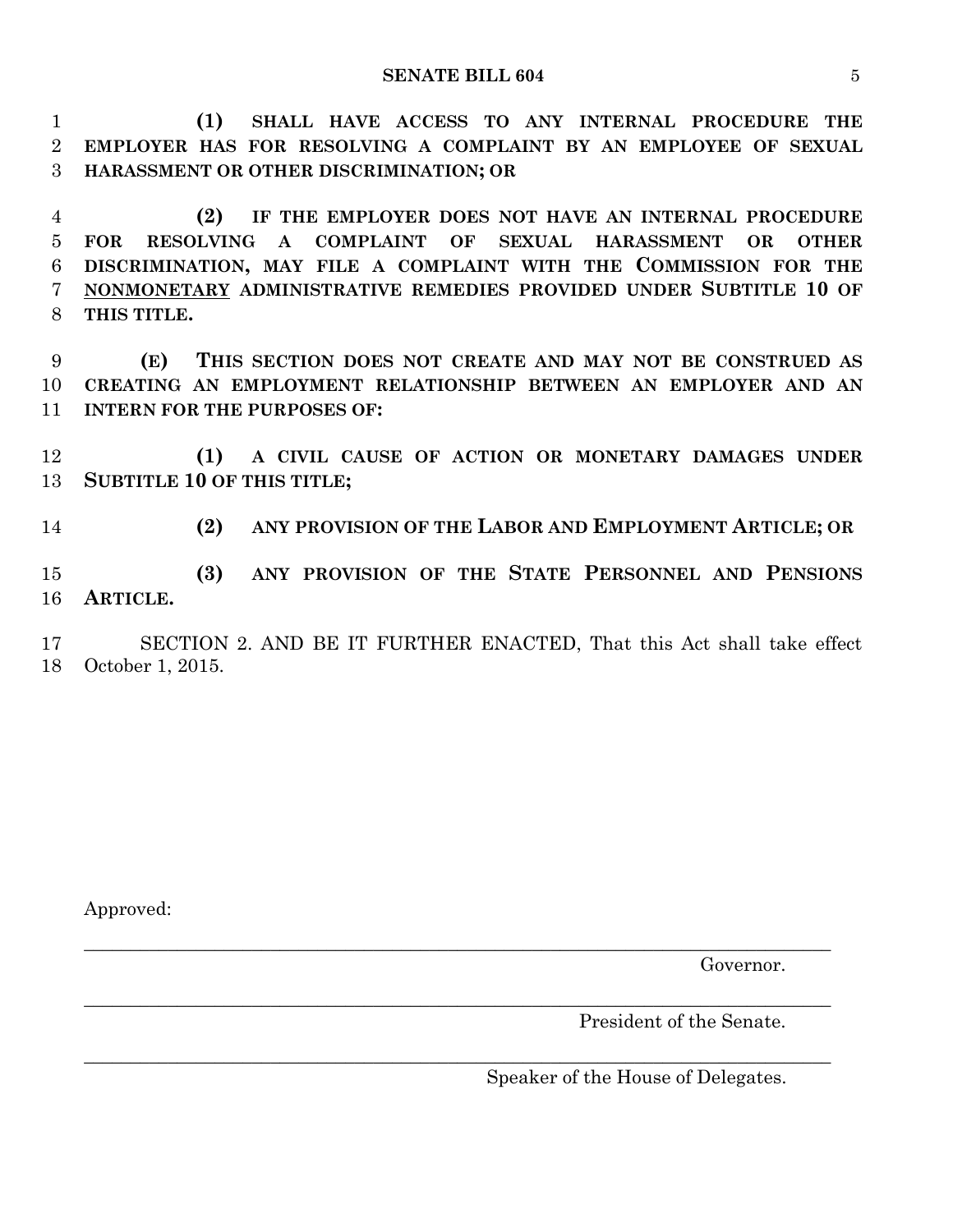**(1) SHALL HAVE ACCESS TO ANY INTERNAL PROCEDURE THE EMPLOYER HAS FOR RESOLVING A COMPLAINT BY AN EMPLOYEE OF SEXUAL HARASSMENT OR OTHER DISCRIMINATION; OR**

**(2) IF THE EMPLOYER DOES NOT HAVE AN INTERNAL PROCEDURE FOR RESOLVING A COMPLAINT OF SEXUAL HARASSMENT OR OTHER DISCRIMINATION, MAY FILE A COMPLAINT WITH THE COMMISSION FOR THE** <u>**NONMONETARY**</u> **ADMINISTRATIVE REMEDIES PROVIDED UNDER SUBTITLE 10 OF THIS TITLE.**

**(E) THIS SECTION DOES NOT CREATE AND MAY NOT BE CONSTRUED AS CREATING AN EMPLOYMENT RELATIONSHIP BETWEEN AN EMPLOYER AND AN INTERN FOR THE PURPOSES OF:**

**(1) A CIVIL CAUSE OF ACTION OR MONETARY DAMAGES UNDER SUBTITLE 10 OF THIS TITLE;**

**(2) ANY PROVISION OF THE LABOR AND EMPLOYMENT ARTICLE; OR**

**(3) ANY PROVISION OF THE STATE PERSONNEL AND PENSIONS ARTICLE.**

SECTION 2. AND BE IT FURTHER ENACTED, That this Act shall take effect October 1, 2015.

Approved:

________________________________________________________________________
Governor.

________________________________________________________________________
President of the Senate.

________________________________________________________________________
Speaker of the House of Delegates.